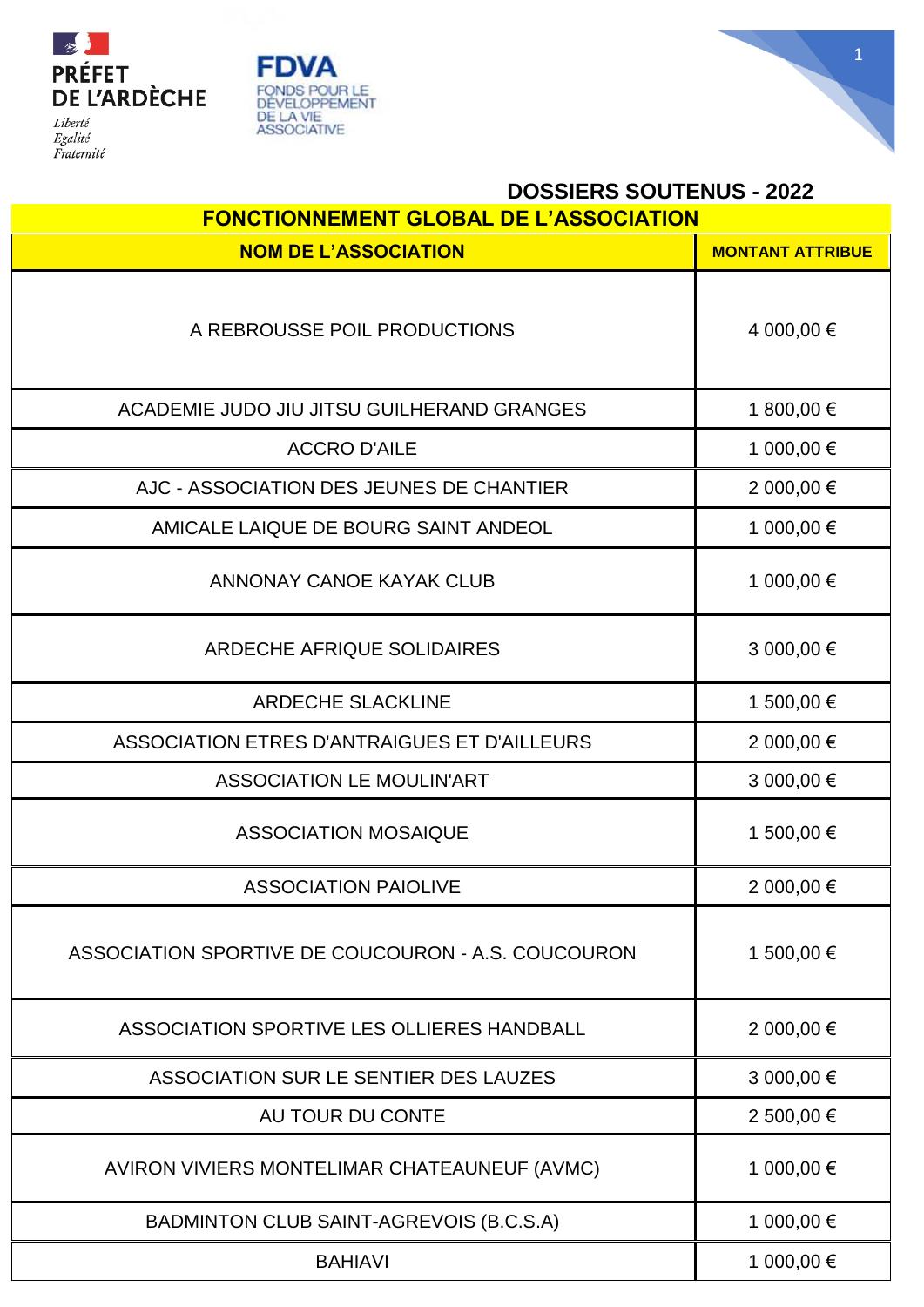PRÉFET DE L'ARDÈCHE

*Liberté*
*Égalité*
*Fraternité*

FDVA
FONDS POUR LE DÉVELOPPEMENT DE LA VIE ASSOCIATIVE

## DOSSIERS SOUTENUS - 2022

| FONCTIONNEMENT GLOBAL DE L'ASSOCIATION | |
|---|---|
| **NOM DE L'ASSOCIATION** | **MONTANT ATTRIBUE** |
| A REBROUSSE POIL PRODUCTIONS | 4 000,00 € |
| ACADEMIE JUDO JIU JITSU GUILHERAND GRANGES | 1 800,00 € |
| ACCRO D'AILE | 1 000,00 € |
| AJC - ASSOCIATION DES JEUNES DE CHANTIER | 2 000,00 € |
| AMICALE LAIQUE DE BOURG SAINT ANDEOL | 1 000,00 € |
| ANNONAY CANOE KAYAK CLUB | 1 000,00 € |
| ARDECHE AFRIQUE SOLIDAIRES | 3 000,00 € |
| ARDECHE SLACKLINE | 1 500,00 € |
| ASSOCIATION ETRES D'ANTRAIGUES ET D'AILLEURS | 2 000,00 € |
| ASSOCIATION LE MOULIN'ART | 3 000,00 € |
| ASSOCIATION MOSAIQUE | 1 500,00 € |
| ASSOCIATION PAIOLIVE | 2 000,00 € |
| ASSOCIATION SPORTIVE DE COUCOURON - A.S. COUCOURON | 1 500,00 € |
| ASSOCIATION SPORTIVE LES OLLIERES HANDBALL | 2 000,00 € |
| ASSOCIATION SUR LE SENTIER DES LAUZES | 3 000,00 € |
| AU TOUR DU CONTE | 2 500,00 € |
| AVIRON VIVIERS MONTELIMAR CHATEAUNEUF (AVMC) | 1 000,00 € |
| BADMINTON CLUB SAINT-AGREVOIS (B.C.S.A) | 1 000,00 € |
| BAHIAVI | 1 000,00 € |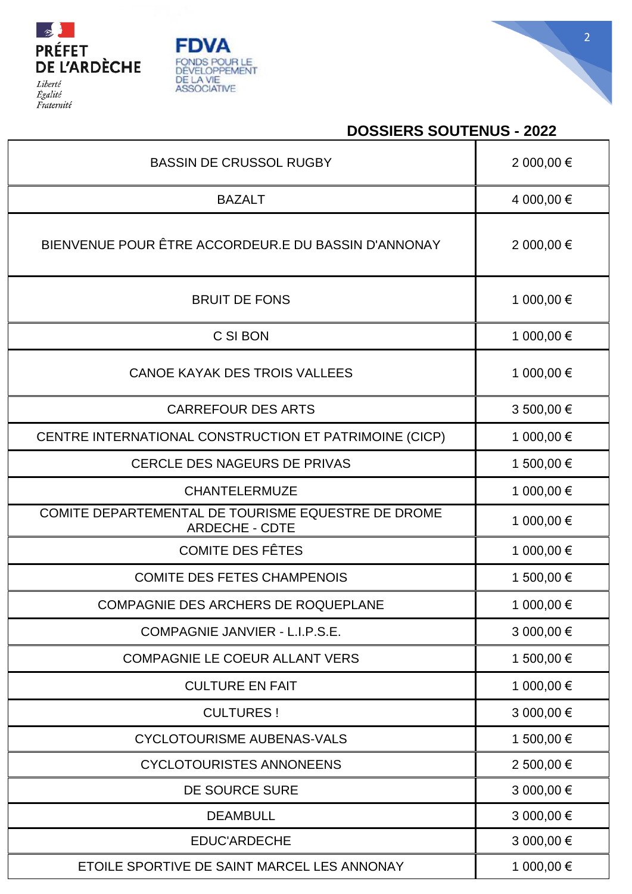PRÉFET DE L'ARDÈCHE

*Liberté*
*Égalité*
*Fraternité*

FDVA
FONDS POUR LE DÉVELOPPEMENT DE LA VIE ASSOCIATIVE

## DOSSIERS SOUTENUS - 2022

| | |
|---|---|
| BASSIN DE CRUSSOL RUGBY | 2 000,00 € |
| BAZALT | 4 000,00 € |
| BIENVENUE POUR ÊTRE ACCORDEUR.E DU BASSIN D'ANNONAY | 2 000,00 € |
| BRUIT DE FONS | 1 000,00 € |
| C SI BON | 1 000,00 € |
| CANOE KAYAK DES TROIS VALLEES | 1 000,00 € |
| CARREFOUR DES ARTS | 3 500,00 € |
| CENTRE INTERNATIONAL CONSTRUCTION ET PATRIMOINE (CICP) | 1 000,00 € |
| CERCLE DES NAGEURS DE PRIVAS | 1 500,00 € |
| CHANTELERMUZE | 1 000,00 € |
| COMITE DEPARTEMENTAL DE TOURISME EQUESTRE DE DROME ARDECHE - CDTE | 1 000,00 € |
| COMITE DES FÊTES | 1 000,00 € |
| COMITE DES FETES CHAMPENOIS | 1 500,00 € |
| COMPAGNIE DES ARCHERS DE ROQUEPLANE | 1 000,00 € |
| COMPAGNIE JANVIER - L.I.P.S.E. | 3 000,00 € |
| COMPAGNIE LE COEUR ALLANT VERS | 1 500,00 € |
| CULTURE EN FAIT | 1 000,00 € |
| CULTURES ! | 3 000,00 € |
| CYCLOTOURISME AUBENAS-VALS | 1 500,00 € |
| CYCLOTOURISTES ANNONEENS | 2 500,00 € |
| DE SOURCE SURE | 3 000,00 € |
| DEAMBULL | 3 000,00 € |
| EDUC'ARDECHE | 3 000,00 € |
| ETOILE SPORTIVE DE SAINT MARCEL LES ANNONAY | 1 000,00 € |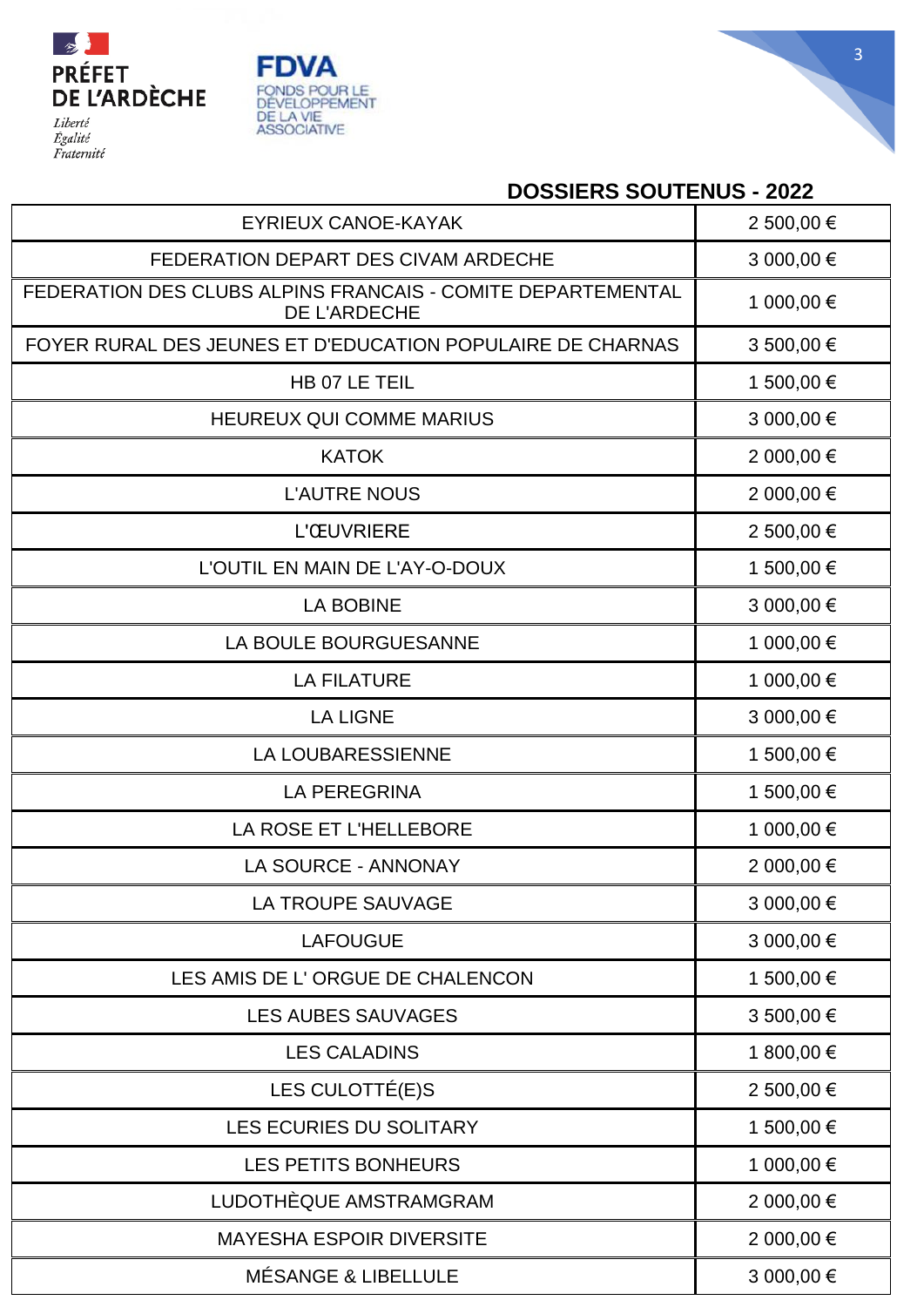PRÉFET DE L'ARDÈCHE

*Liberté*
*Égalité*
*Fraternité*

FDVA
FONDS POUR LE DÉVELOPPEMENT DE LA VIE ASSOCIATIVE

## DOSSIERS SOUTENUS - 2022

| | |
|---|---|
| EYRIEUX CANOE-KAYAK | 2 500,00 € |
| FEDERATION DEPART DES CIVAM ARDECHE | 3 000,00 € |
| FEDERATION DES CLUBS ALPINS FRANCAIS - COMITE DEPARTEMENTAL DE L'ARDECHE | 1 000,00 € |
| FOYER RURAL DES JEUNES ET D'EDUCATION POPULAIRE DE CHARNAS | 3 500,00 € |
| HB 07 LE TEIL | 1 500,00 € |
| HEUREUX QUI COMME MARIUS | 3 000,00 € |
| KATOK | 2 000,00 € |
| L'AUTRE NOUS | 2 000,00 € |
| L'ŒUVRIERE | 2 500,00 € |
| L'OUTIL EN MAIN DE L'AY-O-DOUX | 1 500,00 € |
| LA BOBINE | 3 000,00 € |
| LA BOULE BOURGUESANNE | 1 000,00 € |
| LA FILATURE | 1 000,00 € |
| LA LIGNE | 3 000,00 € |
| LA LOUBARESSIENNE | 1 500,00 € |
| LA PEREGRINA | 1 500,00 € |
| LA ROSE ET L'HELLEBORE | 1 000,00 € |
| LA SOURCE - ANNONAY | 2 000,00 € |
| LA TROUPE SAUVAGE | 3 000,00 € |
| LAFOUGUE | 3 000,00 € |
| LES AMIS DE L' ORGUE DE CHALENCON | 1 500,00 € |
| LES AUBES SAUVAGES | 3 500,00 € |
| LES CALADINS | 1 800,00 € |
| LES CULOTTÉ(E)S | 2 500,00 € |
| LES ECURIES DU SOLITARY | 1 500,00 € |
| LES PETITS BONHEURS | 1 000,00 € |
| LUDOTHÈQUE AMSTRAMGRAM | 2 000,00 € |
| MAYESHA ESPOIR DIVERSITE | 2 000,00 € |
| MÉSANGE & LIBELLULE | 3 000,00 € |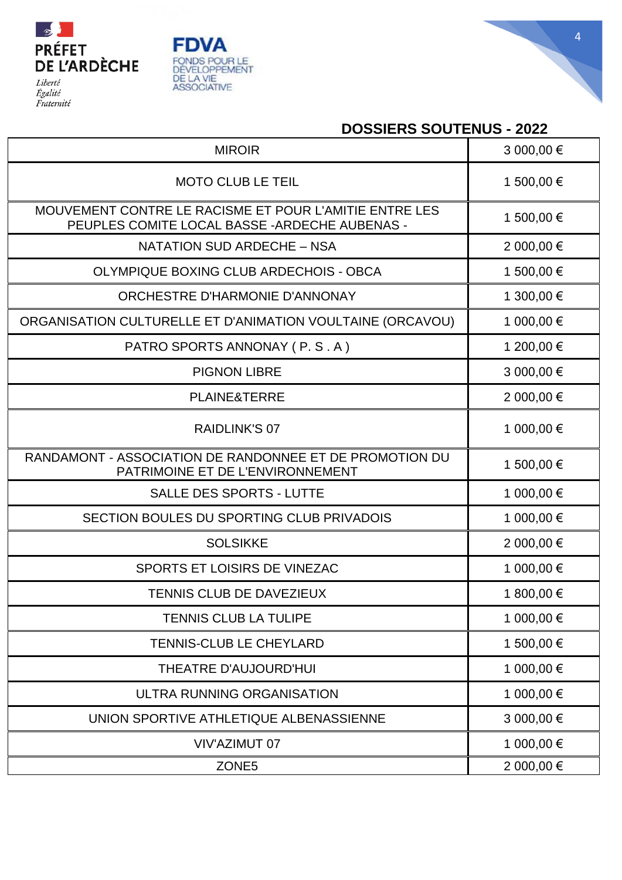PRÉFET DE L'ARDÈCHE

*Liberté*
*Égalité*
*Fraternité*

**FDVA**
FONDS POUR LE DÉVELOPPEMENT DE LA VIE ASSOCIATIVE

## DOSSIERS SOUTENUS - 2022

| | |
|---|---|
| MIROIR | 3 000,00 € |
| MOTO CLUB LE TEIL | 1 500,00 € |
| MOUVEMENT CONTRE LE RACISME ET POUR L'AMITIE ENTRE LES PEUPLES COMITE LOCAL BASSE -ARDECHE AUBENAS - | 1 500,00 € |
| NATATION SUD ARDECHE – NSA | 2 000,00 € |
| OLYMPIQUE BOXING CLUB ARDECHOIS - OBCA | 1 500,00 € |
| ORCHESTRE D'HARMONIE D'ANNONAY | 1 300,00 € |
| ORGANISATION CULTURELLE ET D'ANIMATION VOULTAINE (ORCAVOU) | 1 000,00 € |
| PATRO SPORTS ANNONAY ( P. S . A ) | 1 200,00 € |
| PIGNON LIBRE | 3 000,00 € |
| PLAINE&TERRE | 2 000,00 € |
| RAIDLINK'S 07 | 1 000,00 € |
| RANDAMONT - ASSOCIATION DE RANDONNEE ET DE PROMOTION DU PATRIMOINE ET DE L'ENVIRONNEMENT | 1 500,00 € |
| SALLE DES SPORTS - LUTTE | 1 000,00 € |
| SECTION BOULES DU SPORTING CLUB PRIVADOIS | 1 000,00 € |
| SOLSIKKE | 2 000,00 € |
| SPORTS ET LOISIRS DE VINEZAC | 1 000,00 € |
| TENNIS CLUB DE DAVEZIEUX | 1 800,00 € |
| TENNIS CLUB LA TULIPE | 1 000,00 € |
| TENNIS-CLUB LE CHEYLARD | 1 500,00 € |
| THEATRE D'AUJOURD'HUI | 1 000,00 € |
| ULTRA RUNNING ORGANISATION | 1 000,00 € |
| UNION SPORTIVE ATHLETIQUE ALBENASSIENNE | 3 000,00 € |
| VIV'AZIMUT 07 | 1 000,00 € |
| ZONE5 | 2 000,00 € |